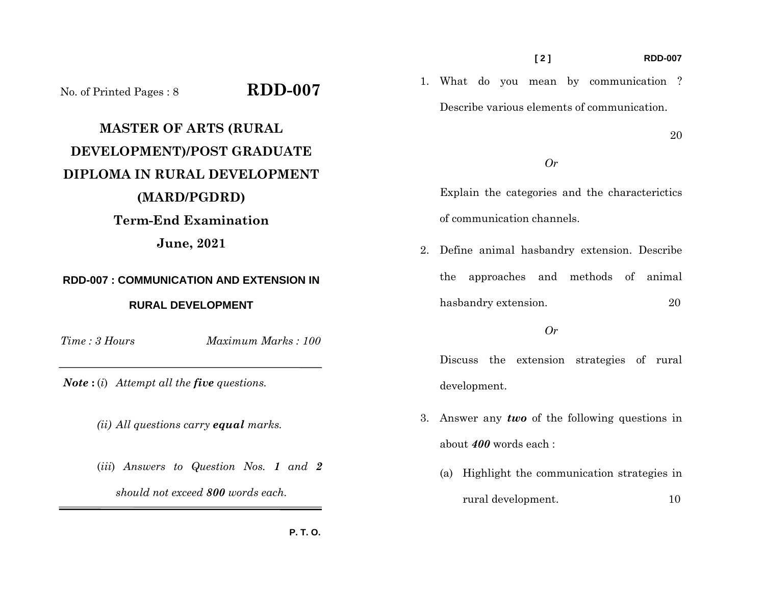No. of Printed Pages : 8

# RDD-007

## MASTER OF ARTS (RURAL DEVELOPMENT)/POST GRADUATE DIPLOMA IN RURAL DEVELOPMENT (MARD/PGDRD)

### Term-End Examination

### June, 2021

### RDD-007 : COMMUNICATION AND EXTENSION IN RURAL DEVELOPMENT

*Time : 3 Hours* *Maximum Marks : 100*

---

***Note :*** (*i*) *Attempt all the **five** questions.*

*(ii) All questions carry **equal** marks.*

(*iii*) *Answers to Question Nos. **1** and **2** should not exceed **800** words each.*

---

1. What do you mean by communication ? Describe various elements of communication. 20

*Or*

Explain the categories and the characterictics of communication channels.

2. Define animal hasbandry extension. Describe the approaches and methods of animal hasbandry extension. 20

*Or*

Discuss the extension strategies of rural development.

3. Answer any ***two*** of the following questions in about ***400*** words each :

   (a) Highlight the communication strategies in rural development. 10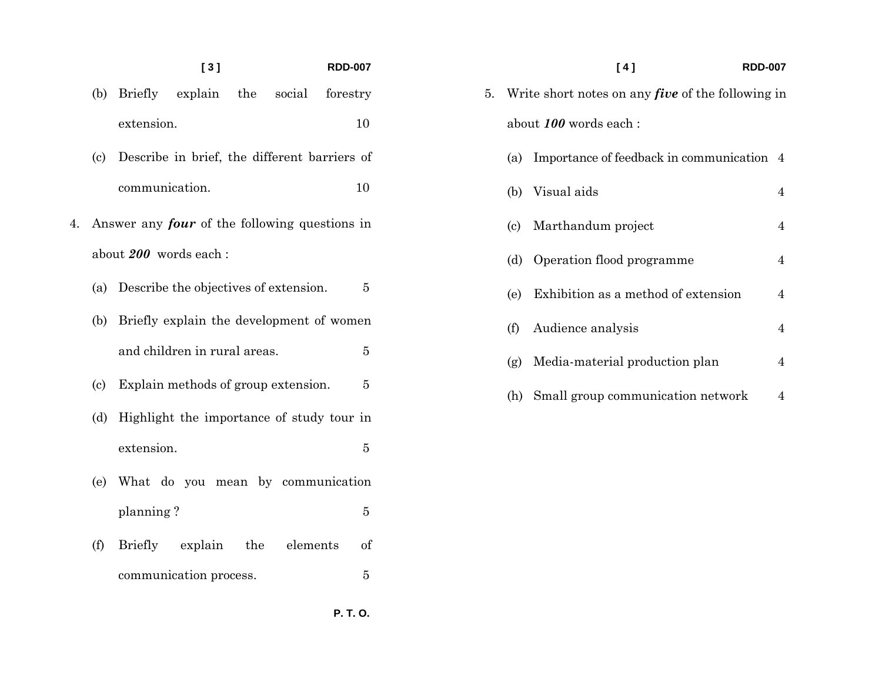(b) Briefly explain the social forestry extension. 10

(c) Describe in brief, the different barriers of communication. 10

4. Answer any ***four*** of the following questions in about ***200*** words each :

(a) Describe the objectives of extension. 5

(b) Briefly explain the development of women and children in rural areas. 5

(c) Explain methods of group extension. 5

(d) Highlight the importance of study tour in extension. 5

(e) What do you mean by communication planning ? 5

(f) Briefly explain the elements of communication process. 5

5. Write short notes on any ***five*** of the following in about ***100*** words each :

(a) Importance of feedback in communication 4

(b) Visual aids 4

(c) Marthandum project 4

(d) Operation flood programme 4

(e) Exhibition as a method of extension 4

(f) Audience analysis 4

(g) Media-material production plan 4

(h) Small group communication network 4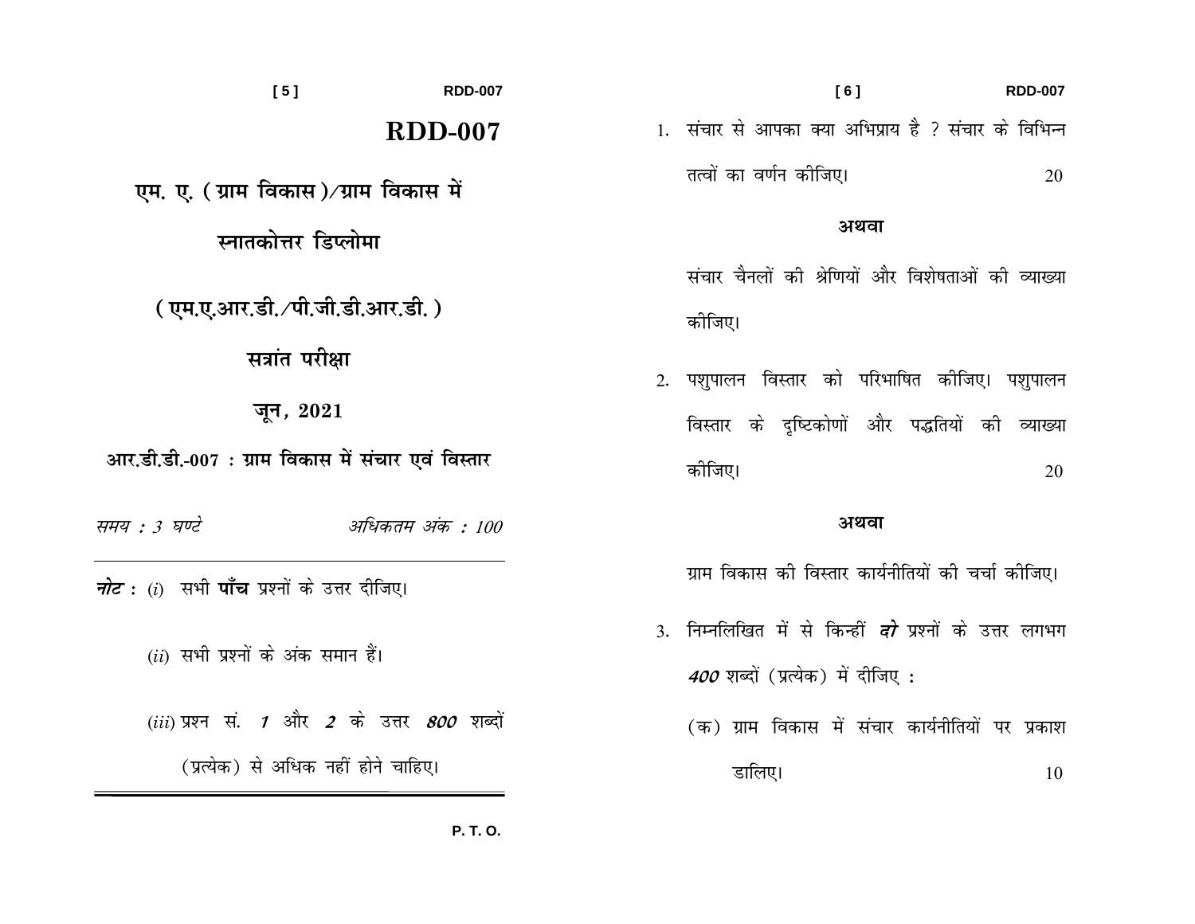# RDD-007

## एम. ए. ( ग्राम विकास )/ग्राम विकास में स्नातकोत्तर डिप्लोमा

## ( एम.ए.आर.डी./पी.जी.डी.आर.डी. )

## सत्रांत परीक्षा

## जून, 2021

### आर.डी.डी.-007 : ग्राम विकास में संचार एवं विस्तार

*समय : 3 घण्टे* *अधिकतम अंक : 100*

---

***नोट :*** (*i*) सभी **पाँच** प्रश्नों के उत्तर दीजिए।

(*ii*) सभी प्रश्नों के अंक समान हैं।

(*iii*) प्रश्न सं. ***1*** और ***2*** के उत्तर ***800*** शब्दों (प्रत्येक) से अधिक नहीं होने चाहिए।

---

1. संचार से आपका क्या अभिप्राय है ? संचार के विभिन्न तत्वों का वर्णन कीजिए। 20

**अथवा**

संचार चैनलों की श्रेणियों और विशेषताओं की व्याख्या कीजिए।

2. पशुपालन विस्तार को परिभाषित कीजिए। पशुपालन विस्तार के दृष्टिकोणों और पद्धतियों की व्याख्या कीजिए। 20

**अथवा**

ग्राम विकास की विस्तार कार्यनीतियों की चर्चा कीजिए।

3. निम्नलिखित में से किन्हीं ***दो*** प्रश्नों के उत्तर लगभग ***400*** शब्दों (प्रत्येक) में दीजिए :

(क) ग्राम विकास में संचार कार्यनीतियों पर प्रकाश डालिए। 10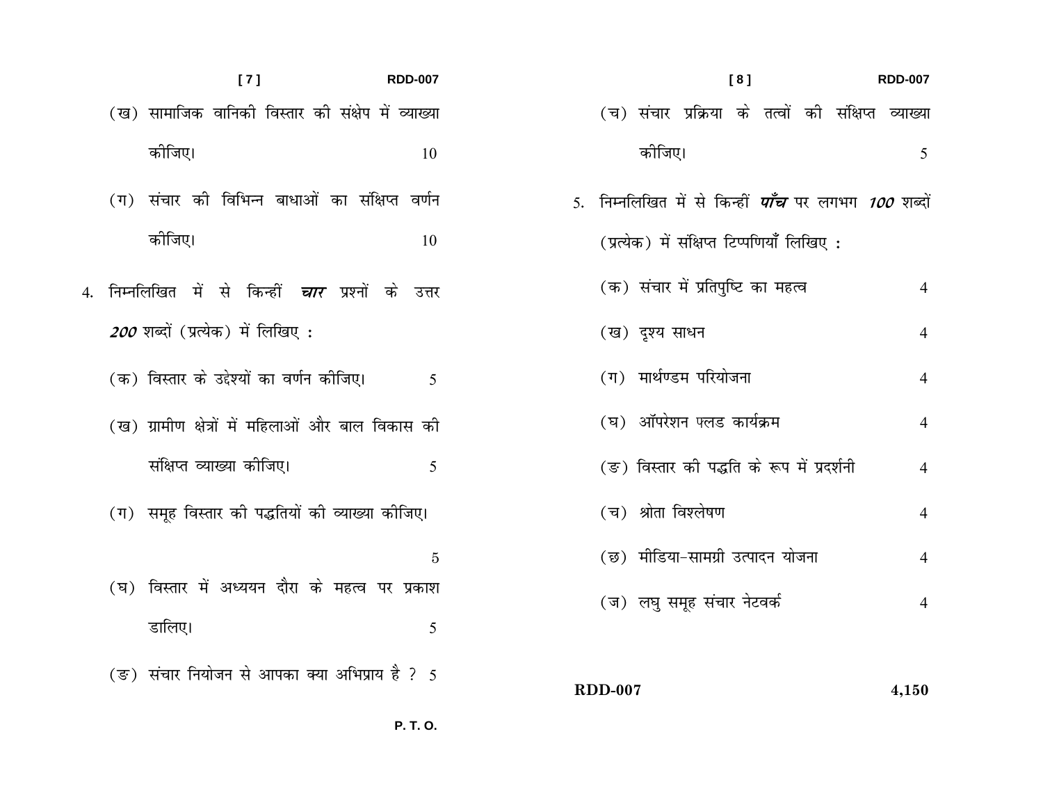(ख) सामाजिक वानिकी विस्तार की संक्षेप में व्याख्या कीजिए। 10

(ग) संचार की विभिन्न बाधाओं का संक्षिप्त वर्णन कीजिए। 10

4. निम्नलिखित में से किन्हीं ***चार*** प्रश्नों के उत्तर ***200*** शब्दों (प्रत्येक) में लिखिए :

(क) विस्तार के उद्देश्यों का वर्णन कीजिए। 5

(ख) ग्रामीण क्षेत्रों में महिलाओं और बाल विकास की संक्षिप्त व्याख्या कीजिए। 5

(ग) समूह विस्तार की पद्धतियों की व्याख्या कीजिए। 5

(घ) विस्तार में अध्ययन दौरा के महत्व पर प्रकाश डालिए। 5

(ङ) संचार नियोजन से आपका क्या अभिप्राय है ? 5

(च) संचार प्रक्रिया के तत्वों की संक्षिप्त व्याख्या कीजिए। 5

5. निम्नलिखित में से किन्हीं ***पाँच*** पर लगभग ***100*** शब्दों (प्रत्येक) में संक्षिप्त टिप्पणियाँ लिखिए :

(क) संचार में प्रतिपुष्टि का महत्व 4

(ख) दृश्य साधन 4

(ग) मार्थण्डम परियोजना 4

(घ) ऑपरेशन फ्लड कार्यक्रम 4

(ङ) विस्तार की पद्धति के रूप में प्रदर्शनी 4

(च) श्रोता विश्लेषण 4

(छ) मीडिया-सामग्री उत्पादन योजना 4

(ज) लघु समूह संचार नेटवर्क 4

**RDD-007** **4,150**